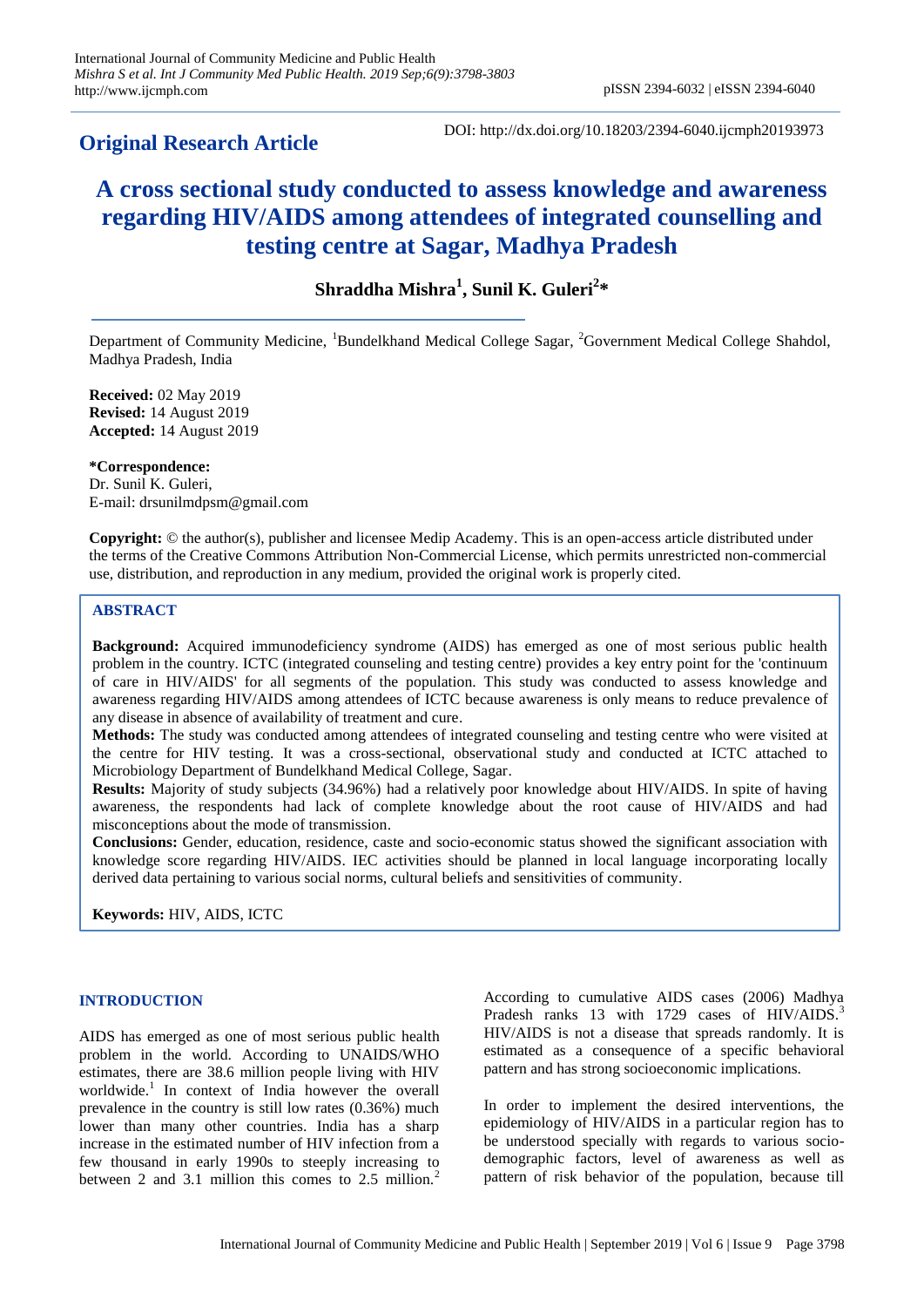**Original Research Article**

DOI: http://dx.doi.org/10.18203/2394-6040.ijcmph20193973

# A cross sectional study conducted to assess knowledge and awareness regarding HIV/AIDS among attendees of integrated counselling and testing centre at Sagar, Madhya Pradesh

**Shraddha Mishra[1], Sunil K. Guleri[2]***

Department of Community Medicine, [1]Bundelkhand Medical College Sagar, [2]Government Medical College Shahdol, Madhya Pradesh, India

**Received:** 02 May 2019
**Revised:** 14 August 2019
**Accepted:** 14 August 2019

***Correspondence:**
Dr. Sunil K. Guleri,
E-mail: drsunilmdpsm@gmail.com

**Copyright:** © the author(s), publisher and licensee Medip Academy. This is an open-access article distributed under the terms of the Creative Commons Attribution Non-Commercial License, which permits unrestricted non-commercial use, distribution, and reproduction in any medium, provided the original work is properly cited.

## ABSTRACT

**Background:** Acquired immunodeficiency syndrome (AIDS) has emerged as one of most serious public health problem in the country. ICTC (integrated counseling and testing centre) provides a key entry point for the 'continuum of care in HIV/AIDS' for all segments of the population. This study was conducted to assess knowledge and awareness regarding HIV/AIDS among attendees of ICTC because awareness is only means to reduce prevalence of any disease in absence of availability of treatment and cure.

**Methods:** The study was conducted among attendees of integrated counseling and testing centre who were visited at the centre for HIV testing. It was a cross-sectional, observational study and conducted at ICTC attached to Microbiology Department of Bundelkhand Medical College, Sagar.

**Results:** Majority of study subjects (34.96%) had a relatively poor knowledge about HIV/AIDS. In spite of having awareness, the respondents had lack of complete knowledge about the root cause of HIV/AIDS and had misconceptions about the mode of transmission.

**Conclusions:** Gender, education, residence, caste and socio-economic status showed the significant association with knowledge score regarding HIV/AIDS. IEC activities should be planned in local language incorporating locally derived data pertaining to various social norms, cultural beliefs and sensitivities of community.

**Keywords:** HIV, AIDS, ICTC

## INTRODUCTION

AIDS has emerged as one of most serious public health problem in the world. According to UNAIDS/WHO estimates, there are 38.6 million people living with HIV worldwide.[1] In context of India however the overall prevalence in the country is still low rates (0.36%) much lower than many other countries. India has a sharp increase in the estimated number of HIV infection from a few thousand in early 1990s to steeply increasing to between 2 and 3.1 million this comes to 2.5 million.[2]

According to cumulative AIDS cases (2006) Madhya Pradesh ranks 13 with 1729 cases of HIV/AIDS.[3] HIV/AIDS is not a disease that spreads randomly. It is estimated as a consequence of a specific behavioral pattern and has strong socioeconomic implications.

In order to implement the desired interventions, the epidemiology of HIV/AIDS in a particular region has to be understood specially with regards to various socio-demographic factors, level of awareness as well as pattern of risk behavior of the population, because till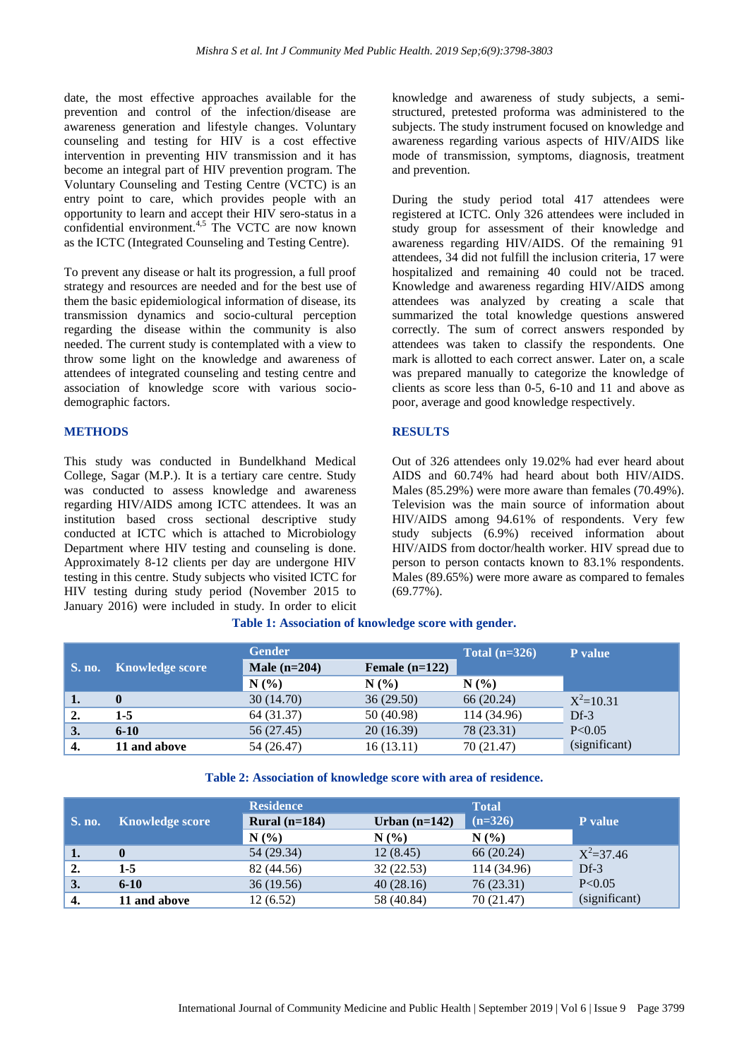date, the most effective approaches available for the prevention and control of the infection/disease are awareness generation and lifestyle changes. Voluntary counseling and testing for HIV is a cost effective intervention in preventing HIV transmission and it has become an integral part of HIV prevention program. The Voluntary Counseling and Testing Centre (VCTC) is an entry point to care, which provides people with an opportunity to learn and accept their HIV sero-status in a confidential environment.[4,5] The VCTC are now known as the ICTC (Integrated Counseling and Testing Centre).

To prevent any disease or halt its progression, a full proof strategy and resources are needed and for the best use of them the basic epidemiological information of disease, its transmission dynamics and socio-cultural perception regarding the disease within the community is also needed. The current study is contemplated with a view to throw some light on the knowledge and awareness of attendees of integrated counseling and testing centre and association of knowledge score with various socio-demographic factors.

## METHODS

This study was conducted in Bundelkhand Medical College, Sagar (M.P.). It is a tertiary care centre. Study was conducted to assess knowledge and awareness regarding HIV/AIDS among ICTC attendees. It was an institution based cross sectional descriptive study conducted at ICTC which is attached to Microbiology Department where HIV testing and counseling is done. Approximately 8-12 clients per day are undergone HIV testing in this centre. Study subjects who visited ICTC for HIV testing during study period (November 2015 to January 2016) were included in study. In order to elicit knowledge and awareness of study subjects, a semi-structured, pretested proforma was administered to the subjects. The study instrument focused on knowledge and awareness regarding various aspects of HIV/AIDS like mode of transmission, symptoms, diagnosis, treatment and prevention.

During the study period total 417 attendees were registered at ICTC. Only 326 attendees were included in study group for assessment of their knowledge and awareness regarding HIV/AIDS. Of the remaining 91 attendees, 34 did not fulfill the inclusion criteria, 17 were hospitalized and remaining 40 could not be traced. Knowledge and awareness regarding HIV/AIDS among attendees was analyzed by creating a scale that summarized the total knowledge questions answered correctly. The sum of correct answers responded by attendees was taken to classify the respondents. One mark is allotted to each correct answer. Later on, a scale was prepared manually to categorize the knowledge of clients as score less than 0-5, 6-10 and 11 and above as poor, average and good knowledge respectively.

## RESULTS

Out of 326 attendees only 19.02% had ever heard about AIDS and 60.74% had heard about both HIV/AIDS. Males (85.29%) were more aware than females (70.49%). Television was the main source of information about HIV/AIDS among 94.61% of respondents. Very few study subjects (6.9%) received information about HIV/AIDS from doctor/health worker. HIV spread due to person to person contacts known to 83.1% respondents. Males (89.65%) were more aware as compared to females (69.77%).

**Table 1: Association of knowledge score with gender.**

| S. no. | Knowledge score | Gender | | Total (n=326) | P value |
|---|---|---|---|---|---|
| | | Male (n=204) | Female (n=122) | | |
| | | N (%) | N (%) | N (%) | |
| 1. | 0 | 30 (14.70) | 36 (29.50) | 66 (20.24) | $X^2$=10.31 |
| 2. | 1-5 | 64 (31.37) | 50 (40.98) | 114 (34.96) | Df-3 |
| 3. | 6-10 | 56 (27.45) | 20 (16.39) | 78 (23.31) | P<0.05 |
| 4. | 11 and above | 54 (26.47) | 16 (13.11) | 70 (21.47) | (significant) |

**Table 2: Association of knowledge score with area of residence.**

| S. no. | Knowledge score | Residence | | Total (n=326) | P value |
|---|---|---|---|---|---|
| | | Rural (n=184) | Urban (n=142) | | |
| | | N (%) | N (%) | N (%) | |
| 1. | 0 | 54 (29.34) | 12 (8.45) | 66 (20.24) | $X^2$=37.46 |
| 2. | 1-5 | 82 (44.56) | 32 (22.53) | 114 (34.96) | Df-3 |
| 3. | 6-10 | 36 (19.56) | 40 (28.16) | 76 (23.31) | P<0.05 |
| 4. | 11 and above | 12 (6.52) | 58 (40.84) | 70 (21.47) | (significant) |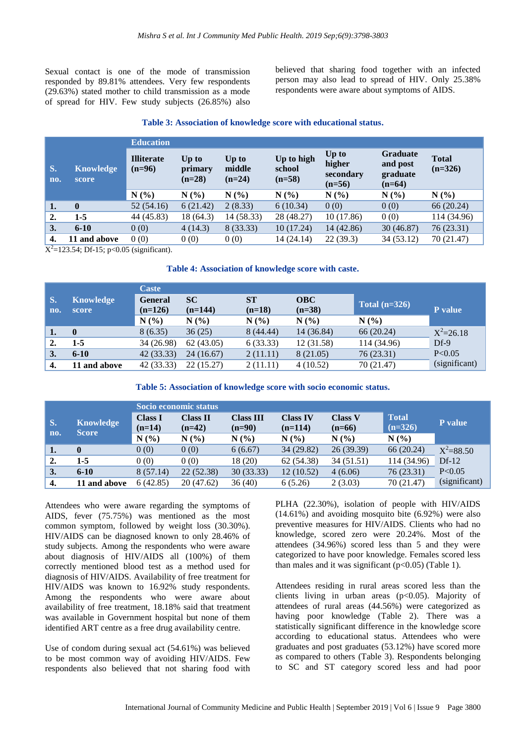Sexual contact is one of the mode of transmission responded by 89.81% attendees. Very few respondents (29.63%) stated mother to child transmission as a mode of spread for HIV. Few study subjects (26.85%) also believed that sharing food together with an infected person may also lead to spread of HIV. Only 25.38% respondents were aware about symptoms of AIDS.

**Table 3: Association of knowledge score with educational status.**

| S. no. | Knowledge score | Education | | | | | | |
|---|---|---|---|---|---|---|---|---|
| | | Illiterate (n=96) | Up to primary (n=28) | Up to middle (n=24) | Up to high school (n=58) | Up to higher secondary (n=56) | Graduate and post graduate (n=64) | Total (n=326) |
| | | N (%) | N (%) | N (%) | N (%) | N (%) | N (%) | N (%) |
| 1. | 0 | 52 (54.16) | 6 (21.42) | 2 (8.33) | 6 (10.34) | 0 (0) | 0 (0) | 66 (20.24) |
| 2. | 1-5 | 44 (45.83) | 18 (64.3) | 14 (58.33) | 28 (48.27) | 10 (17.86) | 0 (0) | 114 (34.96) |
| 3. | 6-10 | 0 (0) | 4 (14.3) | 8 (33.33) | 10 (17.24) | 14 (42.86) | 30 (46.87) | 76 (23.31) |
| 4. | 11 and above | 0 (0) | 0 (0) | 0 (0) | 14 (24.14) | 22 (39.3) | 34 (53.12) | 70 (21.47) |

$X^2$=123.54; Df-15; p<0.05 (significant).

**Table 4: Association of knowledge score with caste.**

| S. no. | Knowledge score | Caste | | | | Total (n=326) | P value |
|---|---|---|---|---|---|---|---|
| | | General (n=126) | SC (n=144) | ST (n=18) | OBC (n=38) | | |
| | | N (%) | N (%) | N (%) | N (%) | N (%) | |
| 1. | 0 | 8 (6.35) | 36 (25) | 8 (44.44) | 14 (36.84) | 66 (20.24) | $X^2$=26.18 |
| 2. | 1-5 | 34 (26.98) | 62 (43.05) | 6 (33.33) | 12 (31.58) | 114 (34.96) | Df-9 |
| 3. | 6-10 | 42 (33.33) | 24 (16.67) | 2 (11.11) | 8 (21.05) | 76 (23.31) | P<0.05 |
| 4. | 11 and above | 42 (33.33) | 22 (15.27) | 2 (11.11) | 4 (10.52) | 70 (21.47) | (significant) |

**Table 5: Association of knowledge score with socio economic status.**

| S. no. | Knowledge Score | Socio economic status | | | | | Total (n=326) | P value |
|---|---|---|---|---|---|---|---|---|
| | | Class I (n=14) | Class II (n=42) | Class III (n=90) | Class IV (n=114) | Class V (n=66) | | |
| | | N (%) | N (%) | N (%) | N (%) | N (%) | N (%) | |
| 1. | 0 | 0 (0) | 0 (0) | 6 (6.67) | 34 (29.82) | 26 (39.39) | 66 (20.24) | $X^2$=88.50 |
| 2. | 1-5 | 0 (0) | 0 (0) | 18 (20) | 62 (54.38) | 34 (51.51) | 114 (34.96) | Df-12 |
| 3. | 6-10 | 8 (57.14) | 22 (52.38) | 30 (33.33) | 12 (10.52) | 4 (6.06) | 76 (23.31) | P<0.05 |
| 4. | 11 and above | 6 (42.85) | 20 (47.62) | 36 (40) | 6 (5.26) | 2 (3.03) | 70 (21.47) | (significant) |

Attendees who were aware regarding the symptoms of AIDS, fever (75.75%) was mentioned as the most common symptom, followed by weight loss (30.30%). HIV/AIDS can be diagnosed known to only 28.46% of study subjects. Among the respondents who were aware about diagnosis of HIV/AIDS all (100%) of them correctly mentioned blood test as a method used for diagnosis of HIV/AIDS. Availability of free treatment for HIV/AIDS was known to 16.92% study respondents. Among the respondents who were aware about availability of free treatment, 18.18% said that treatment was available in Government hospital but none of them identified ART centre as a free drug availability centre.

Use of condom during sexual act (54.61%) was believed to be most common way of avoiding HIV/AIDS. Few respondents also believed that not sharing food with PLHA (22.30%), isolation of people with HIV/AIDS (14.61%) and avoiding mosquito bite (6.92%) were also preventive measures for HIV/AIDS. Clients who had no knowledge, scored zero were 20.24%. Most of the attendees (34.96%) scored less than 5 and they were categorized to have poor knowledge. Females scored less than males and it was significant (p<0.05) (Table 1).

Attendees residing in rural areas scored less than the clients living in urban areas (p<0.05). Majority of attendees of rural areas (44.56%) were categorized as having poor knowledge (Table 2). There was a statistically significant difference in the knowledge score according to educational status. Attendees who were graduates and post graduates (53.12%) have scored more as compared to others (Table 3). Respondents belonging to SC and ST category scored less and had poor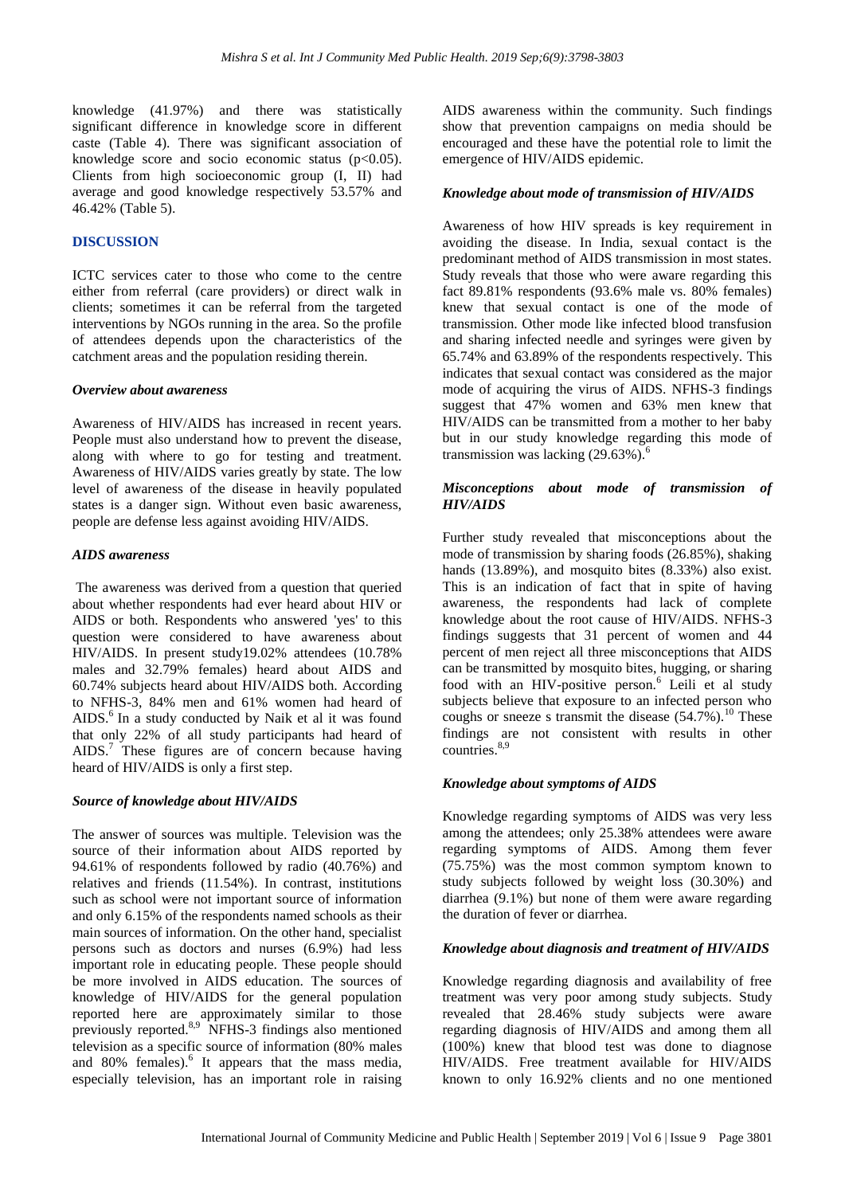knowledge (41.97%) and there was statistically significant difference in knowledge score in different caste (Table 4). There was significant association of knowledge score and socio economic status ($p<0.05$). Clients from high socioeconomic group (I, II) had average and good knowledge respectively 53.57% and 46.42% (Table 5).

## DISCUSSION

ICTC services cater to those who come to the centre either from referral (care providers) or direct walk in clients; sometimes it can be referral from the targeted interventions by NGOs running in the area. So the profile of attendees depends upon the characteristics of the catchment areas and the population residing therein.

### *Overview about awareness*

Awareness of HIV/AIDS has increased in recent years. People must also understand how to prevent the disease, along with where to go for testing and treatment. Awareness of HIV/AIDS varies greatly by state. The low level of awareness of the disease in heavily populated states is a danger sign. Without even basic awareness, people are defense less against avoiding HIV/AIDS.

### *AIDS awareness*

The awareness was derived from a question that queried about whether respondents had ever heard about HIV or AIDS or both. Respondents who answered 'yes' to this question were considered to have awareness about HIV/AIDS. In present study19.02% attendees (10.78% males and 32.79% females) heard about AIDS and 60.74% subjects heard about HIV/AIDS both. According to NFHS-3, 84% men and 61% women had heard of AIDS.[6] In a study conducted by Naik et al it was found that only 22% of all study participants had heard of AIDS.[7] These figures are of concern because having heard of HIV/AIDS is only a first step.

### *Source of knowledge about HIV/AIDS*

The answer of sources was multiple. Television was the source of their information about AIDS reported by 94.61% of respondents followed by radio (40.76%) and relatives and friends (11.54%). In contrast, institutions such as school were not important source of information and only 6.15% of the respondents named schools as their main sources of information. On the other hand, specialist persons such as doctors and nurses (6.9%) had less important role in educating people. These people should be more involved in AIDS education. The sources of knowledge of HIV/AIDS for the general population reported here are approximately similar to those previously reported.[8,9] NFHS-3 findings also mentioned television as a specific source of information (80% males and 80% females).[6] It appears that the mass media, especially television, has an important role in raising AIDS awareness within the community. Such findings show that prevention campaigns on media should be encouraged and these have the potential role to limit the emergence of HIV/AIDS epidemic.

### *Knowledge about mode of transmission of HIV/AIDS*

Awareness of how HIV spreads is key requirement in avoiding the disease. In India, sexual contact is the predominant method of AIDS transmission in most states. Study reveals that those who were aware regarding this fact 89.81% respondents (93.6% male vs. 80% females) knew that sexual contact is one of the mode of transmission. Other mode like infected blood transfusion and sharing infected needle and syringes were given by 65.74% and 63.89% of the respondents respectively. This indicates that sexual contact was considered as the major mode of acquiring the virus of AIDS. NFHS-3 findings suggest that 47% women and 63% men knew that HIV/AIDS can be transmitted from a mother to her baby but in our study knowledge regarding this mode of transmission was lacking (29.63%).[6]

### *Misconceptions about mode of transmission of HIV/AIDS*

Further study revealed that misconceptions about the mode of transmission by sharing foods (26.85%), shaking hands (13.89%), and mosquito bites (8.33%) also exist. This is an indication of fact that in spite of having awareness, the respondents had lack of complete knowledge about the root cause of HIV/AIDS. NFHS-3 findings suggests that 31 percent of women and 44 percent of men reject all three misconceptions that AIDS can be transmitted by mosquito bites, hugging, or sharing food with an HIV-positive person.[6] Leili et al study subjects believe that exposure to an infected person who coughs or sneeze s transmit the disease (54.7%).[10] These findings are not consistent with results in other countries.[8,9]

### *Knowledge about symptoms of AIDS*

Knowledge regarding symptoms of AIDS was very less among the attendees; only 25.38% attendees were aware regarding symptoms of AIDS. Among them fever (75.75%) was the most common symptom known to study subjects followed by weight loss (30.30%) and diarrhea (9.1%) but none of them were aware regarding the duration of fever or diarrhea.

### *Knowledge about diagnosis and treatment of HIV/AIDS*

Knowledge regarding diagnosis and availability of free treatment was very poor among study subjects. Study revealed that 28.46% study subjects were aware regarding diagnosis of HIV/AIDS and among them all (100%) knew that blood test was done to diagnose HIV/AIDS. Free treatment available for HIV/AIDS known to only 16.92% clients and no one mentioned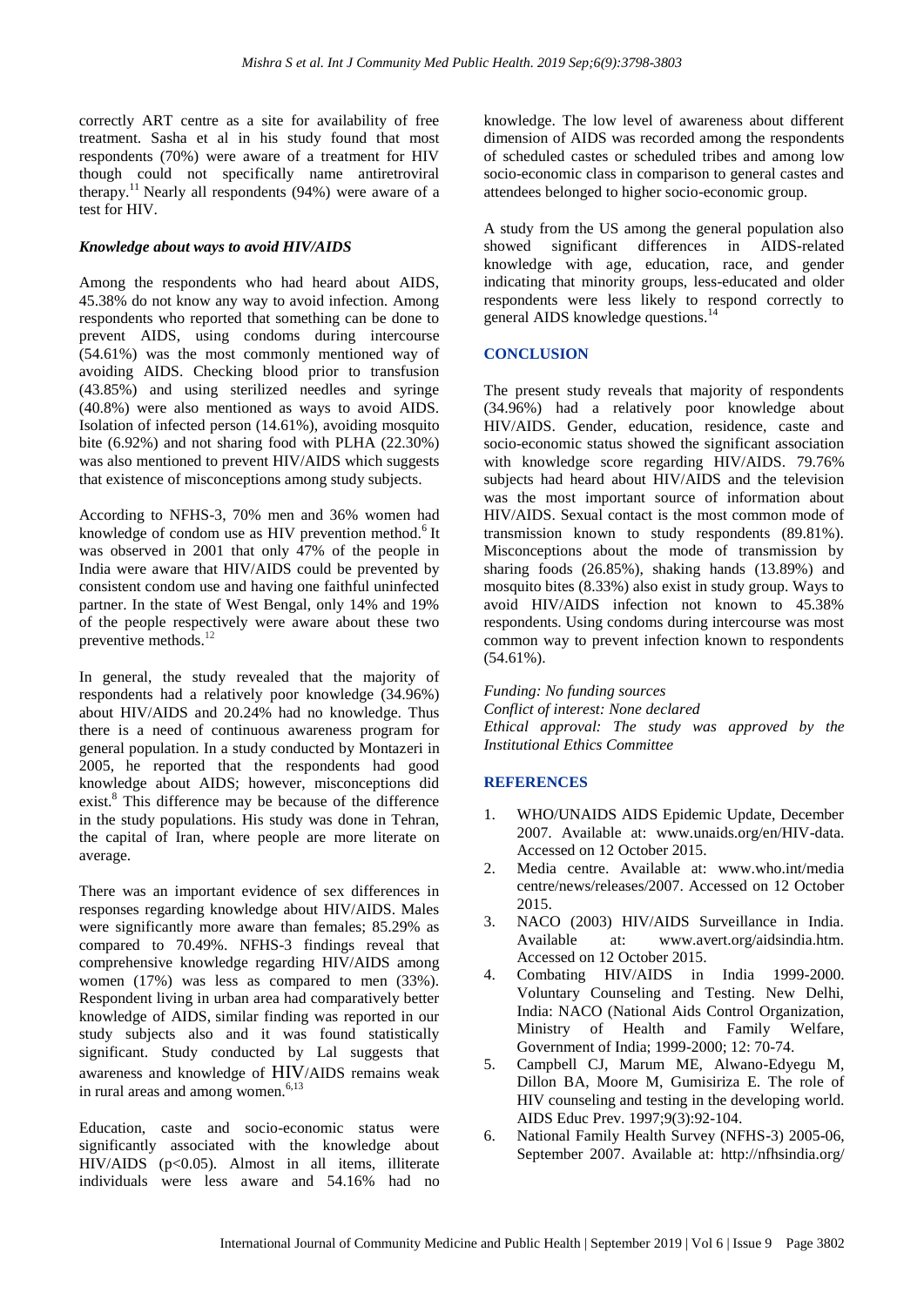correctly ART centre as a site for availability of free treatment. Sasha et al in his study found that most respondents (70%) were aware of a treatment for HIV though could not specifically name antiretroviral therapy.[11] Nearly all respondents (94%) were aware of a test for HIV.

### *Knowledge about ways to avoid HIV/AIDS*

Among the respondents who had heard about AIDS, 45.38% do not know any way to avoid infection. Among respondents who reported that something can be done to prevent AIDS, using condoms during intercourse (54.61%) was the most commonly mentioned way of avoiding AIDS. Checking blood prior to transfusion (43.85%) and using sterilized needles and syringe (40.8%) were also mentioned as ways to avoid AIDS. Isolation of infected person (14.61%), avoiding mosquito bite (6.92%) and not sharing food with PLHA (22.30%) was also mentioned to prevent HIV/AIDS which suggests that existence of misconceptions among study subjects.

According to NFHS-3, 70% men and 36% women had knowledge of condom use as HIV prevention method.[6] It was observed in 2001 that only 47% of the people in India were aware that HIV/AIDS could be prevented by consistent condom use and having one faithful uninfected partner. In the state of West Bengal, only 14% and 19% of the people respectively were aware about these two preventive methods.[12]

In general, the study revealed that the majority of respondents had a relatively poor knowledge (34.96%) about HIV/AIDS and 20.24% had no knowledge. Thus there is a need of continuous awareness program for general population. In a study conducted by Montazeri in 2005, he reported that the respondents had good knowledge about AIDS; however, misconceptions did exist.[8] This difference may be because of the difference in the study populations. His study was done in Tehran, the capital of Iran, where people are more literate on average.

There was an important evidence of sex differences in responses regarding knowledge about HIV/AIDS. Males were significantly more aware than females; 85.29% as compared to 70.49%. NFHS-3 findings reveal that comprehensive knowledge regarding HIV/AIDS among women (17%) was less as compared to men (33%). Respondent living in urban area had comparatively better knowledge of AIDS, similar finding was reported in our study subjects also and it was found statistically significant. Study conducted by Lal suggests that awareness and knowledge of HIV/AIDS remains weak in rural areas and among women.[6,13]

Education, caste and socio-economic status were significantly associated with the knowledge about HIV/AIDS ($p<0.05$). Almost in all items, illiterate individuals were less aware and 54.16% had no knowledge. The low level of awareness about different dimension of AIDS was recorded among the respondents of scheduled castes or scheduled tribes and among low socio-economic class in comparison to general castes and attendees belonged to higher socio-economic group.

A study from the US among the general population also showed significant differences in AIDS-related knowledge with age, education, race, and gender indicating that minority groups, less-educated and older respondents were less likely to respond correctly to general AIDS knowledge questions.[14]

## CONCLUSION

The present study reveals that majority of respondents (34.96%) had a relatively poor knowledge about HIV/AIDS. Gender, education, residence, caste and socio-economic status showed the significant association with knowledge score regarding HIV/AIDS. 79.76% subjects had heard about HIV/AIDS and the television was the most important source of information about HIV/AIDS. Sexual contact is the most common mode of transmission known to study respondents (89.81%). Misconceptions about the mode of transmission by sharing foods (26.85%), shaking hands (13.89%) and mosquito bites (8.33%) also exist in study group. Ways to avoid HIV/AIDS infection not known to 45.38% respondents. Using condoms during intercourse was most common way to prevent infection known to respondents (54.61%).

*Funding: No funding sources*
*Conflict of interest: None declared*
*Ethical approval: The study was approved by the Institutional Ethics Committee*

## REFERENCES

1. WHO/UNAIDS AIDS Epidemic Update, December 2007. Available at: www.unaids.org/en/HIV-data. Accessed on 12 October 2015.
2. Media centre. Available at: www.who.int/media centre/news/releases/2007. Accessed on 12 October 2015.
3. NACO (2003) HIV/AIDS Surveillance in India. Available at: www.avert.org/aidsindia.htm. Accessed on 12 October 2015.
4. Combating HIV/AIDS in India 1999-2000. Voluntary Counseling and Testing. New Delhi, India: NACO (National Aids Control Organization, Ministry of Health and Family Welfare, Government of India; 1999-2000; 12: 70-74.
5. Campbell CJ, Marum ME, Alwano-Edyegu M, Dillon BA, Moore M, Gumisiriza E. The role of HIV counseling and testing in the developing world. AIDS Educ Prev. 1997;9(3):92-104.
6. National Family Health Survey (NFHS-3) 2005-06, September 2007. Available at: http://nfhsindia.org/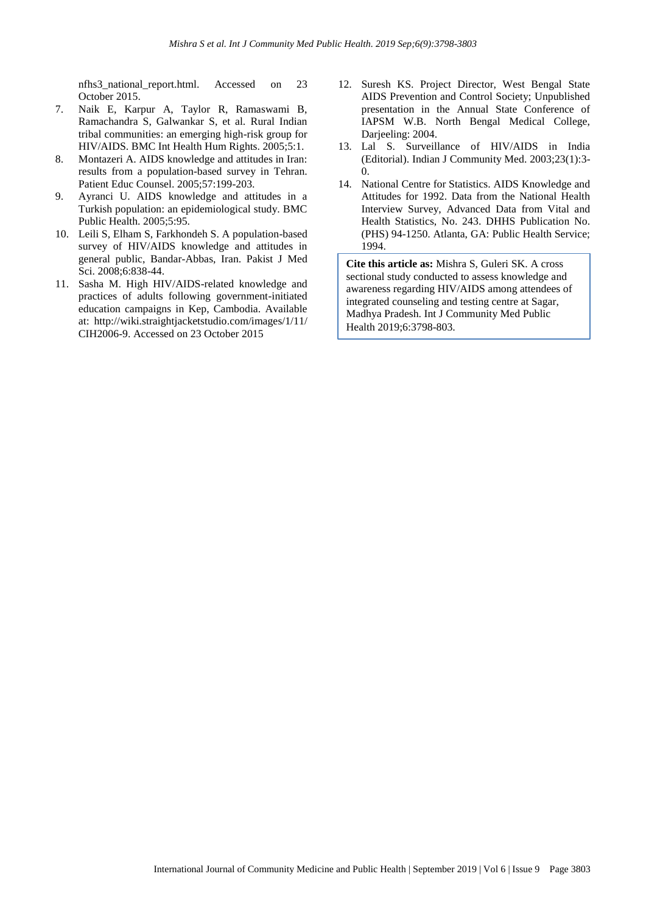nfhs3_national_report.html. Accessed on 23 October 2015.

7. Naik E, Karpur A, Taylor R, Ramaswami B, Ramachandra S, Galwankar S, et al. Rural Indian tribal communities: an emerging high-risk group for HIV/AIDS. BMC Int Health Hum Rights. 2005;5:1.
8. Montazeri A. AIDS knowledge and attitudes in Iran: results from a population-based survey in Tehran. Patient Educ Counsel. 2005;57:199-203.
9. Ayranci U. AIDS knowledge and attitudes in a Turkish population: an epidemiological study. BMC Public Health. 2005;5:95.
10. Leili S, Elham S, Farkhondeh S. A population-based survey of HIV/AIDS knowledge and attitudes in general public, Bandar-Abbas, Iran. Pakist J Med Sci. 2008;6:838-44.
11. Sasha M. High HIV/AIDS-related knowledge and practices of adults following government-initiated education campaigns in Kep, Cambodia. Available at: http://wiki.straightjacketstudio.com/images/1/11/CIH2006-9. Accessed on 23 October 2015
12. Suresh KS. Project Director, West Bengal State AIDS Prevention and Control Society; Unpublished presentation in the Annual State Conference of IAPSM W.B. North Bengal Medical College, Darjeeling: 2004.
13. Lal S. Surveillance of HIV/AIDS in India (Editorial). Indian J Community Med. 2003;23(1):3-0.
14. National Centre for Statistics. AIDS Knowledge and Attitudes for 1992. Data from the National Health Interview Survey, Advanced Data from Vital and Health Statistics, No. 243. DHHS Publication No. (PHS) 94-1250. Atlanta, GA: Public Health Service; 1994.

**Cite this article as:** Mishra S, Guleri SK. A cross sectional study conducted to assess knowledge and awareness regarding HIV/AIDS among attendees of integrated counseling and testing centre at Sagar, Madhya Pradesh. Int J Community Med Public Health 2019;6:3798-803.